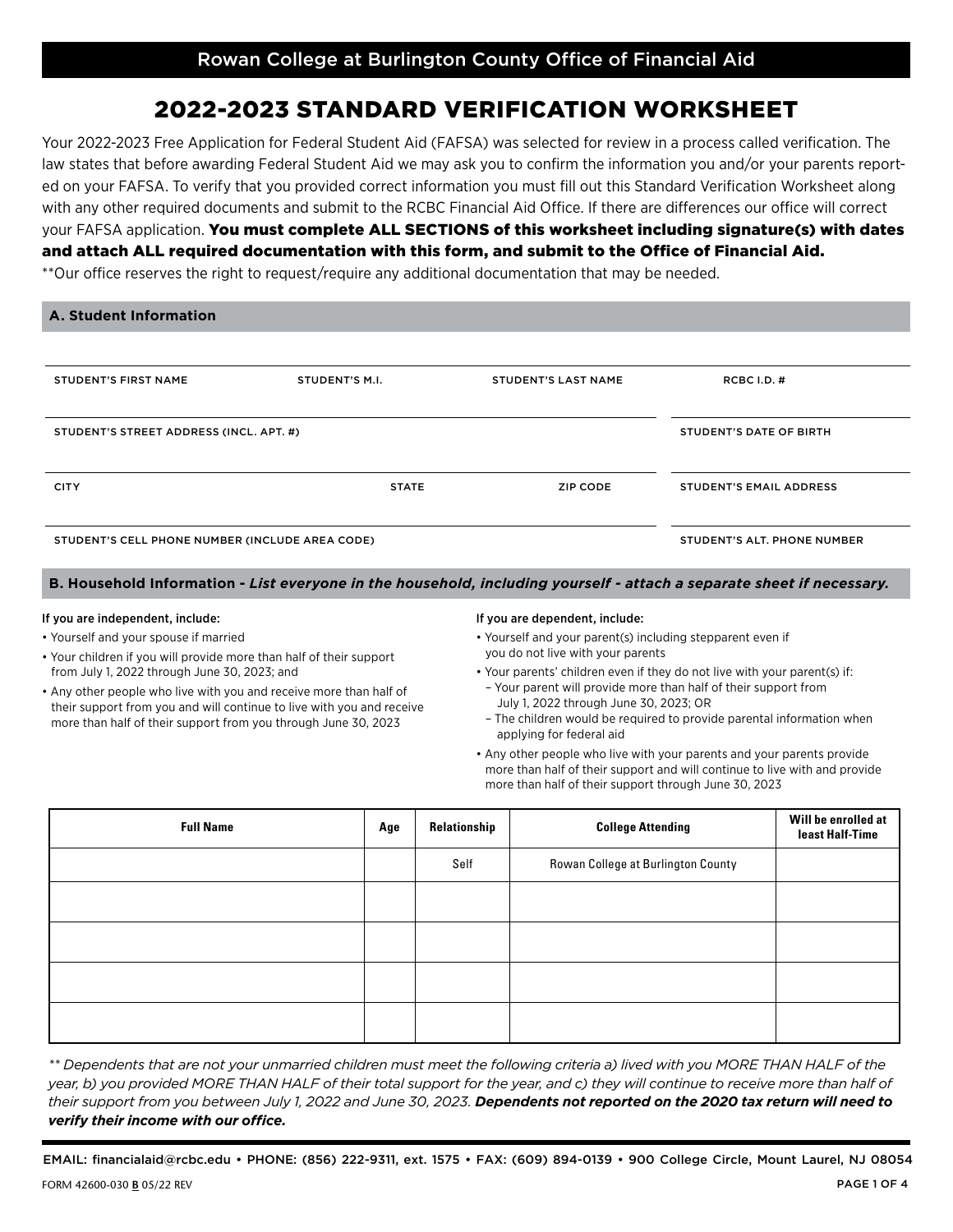Rowan College at Burlington County Office of Financial Aid

# 2022-2023 STANDARD VERIFICATION WORKSHEET

Your 2022-2023 Free Application for Federal Student Aid (FAFSA) was selected for review in a process called verification. The law states that before awarding Federal Student Aid we may ask you to confirm the information you and/or your parents reported on your FAFSA. To verify that you provided correct information you must fill out this Standard Verification Worksheet along with any other required documents and submit to the RCBC Financial Aid Office. If there are differences our office will correct your FAFSA application. **You must complete ALL SECTIONS of this worksheet including signature(s) with dates and attach ALL required documentation with this form, and submit to the Office of Financial Aid.**

**Our office reserves the right to request/require any additional documentation that may be needed.

## A. Student Information

STUDENT'S FIRST NAME    STUDENT'S M.I.    STUDENT'S LAST NAME    RCBC I.D. #

STUDENT'S STREET ADDRESS (INCL. APT. #)    STUDENT'S DATE OF BIRTH

CITY    STATE    ZIP CODE    STUDENT'S EMAIL ADDRESS

STUDENT'S CELL PHONE NUMBER (INCLUDE AREA CODE)    STUDENT'S ALT. PHONE NUMBER

## B. Household Information - *List everyone in the household, including yourself - attach a separate sheet if necessary.*

If you are independent, include:

- Yourself and your spouse if married
- Your children if you will provide more than half of their support from July 1, 2022 through June 30, 2023; and
- Any other people who live with you and receive more than half of their support from you and will continue to live with you and receive more than half of their support from you through June 30, 2023

If you are dependent, include:

- Yourself and your parent(s) including stepparent even if you do not live with your parents
- Your parents' children even if they do not live with your parent(s) if:
  - Your parent will provide more than half of their support from July 1, 2022 through June 30, 2023; OR
  - The children would be required to provide parental information when applying for federal aid
- Any other people who live with your parents and your parents provide more than half of their support and will continue to live with and provide more than half of their support through June 30, 2023

| Full Name | Age | Relationship | College Attending | Will be enrolled at least Half-Time |
|---|---|---|---|---|
| | | Self | Rowan College at Burlington County | |
| | | | | |
| | | | | |
| | | | | |
| | | | | |

*** Dependents that are not your unmarried children must meet the following criteria a) lived with you MORE THAN HALF of the year, b) you provided MORE THAN HALF of their total support for the year, and c) they will continue to receive more than half of their support from you between July 1, 2022 and June 30, 2023.* ***Dependents not reported on the 2020 tax return will need to verify their income with our office.***

EMAIL: financialaid@rcbc.edu • PHONE: (856) 222-9311, ext. 1575 • FAX: (609) 894-0139 • 900 College Circle, Mount Laurel, NJ 08054

FORM 42600-030 B 05/22 REV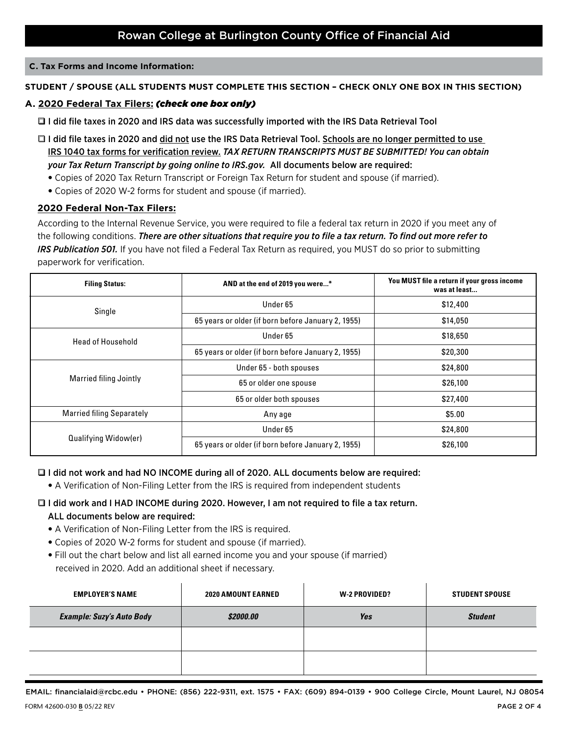# Rowan College at Burlington County Office of Financial Aid

## C. Tax Forms and Income Information:

**STUDENT / SPOUSE (ALL STUDENTS MUST COMPLETE THIS SECTION – CHECK ONLY ONE BOX IN THIS SECTION)**

### A. 2020 Federal Tax Filers: *(check one box only)*

- ❑ I did file taxes in 2020 and IRS data was successfully imported with the IRS Data Retrieval Tool
- ❑ I did file taxes in 2020 and did not use the IRS Data Retrieval Tool. Schools are no longer permitted to use IRS 1040 tax forms for verification review. ***TAX RETURN TRANSCRIPTS MUST BE SUBMITTED! You can obtain your Tax Return Transcript by going online to IRS.gov.*** All documents below are required:
  - Copies of 2020 Tax Return Transcript or Foreign Tax Return for student and spouse (if married).
  - Copies of 2020 W-2 forms for student and spouse (if married).

### 2020 Federal Non-Tax Filers:

According to the Internal Revenue Service, you were required to file a federal tax return in 2020 if you meet any of the following conditions. ***There are other situations that require you to file a tax return. To find out more refer to IRS Publication 501.*** If you have not filed a Federal Tax Return as required, you MUST do so prior to submitting paperwork for verification.

| Filing Status: | AND at the end of 2019 you were...* | You MUST file a return if your gross income was at least... |
|---|---|---|
| Single | Under 65 | $12,400 |
| | 65 years or older (if born before January 2, 1955) | $14,050 |
| Head of Household | Under 65 | $18,650 |
| | 65 years or older (if born before January 2, 1955) | $20,300 |
| Married filing Jointly | Under 65 - both spouses | $24,800 |
| | 65 or older one spouse | $26,100 |
| | 65 or older both spouses | $27,400 |
| Married filing Separately | Any age | $5.00 |
| Qualifying Widow(er) | Under 65 | $24,800 |
| | 65 years or older (if born before January 2, 1955) | $26,100 |

- ❑ I did not work and had NO INCOME during all of 2020. ALL documents below are required:
  - A Verification of Non-Filing Letter from the IRS is required from independent students
- ❑ I did work and I HAD INCOME during 2020. However, I am not required to file a tax return. ALL documents below are required:
  - A Verification of Non-Filing Letter from the IRS is required.
  - Copies of 2020 W-2 forms for student and spouse (if married).
  - Fill out the chart below and list all earned income you and your spouse (if married) received in 2020. Add an additional sheet if necessary.

| EMPLOYER'S NAME | 2020 AMOUNT EARNED | W-2 PROVIDED? | STUDENT SPOUSE |
|---|---|---|---|
| *Example: Suzy's Auto Body* | *$2000.00* | *Yes* | *Student* |
| | | | |
| | | | |

EMAIL: financialaid@rcbc.edu • PHONE: (856) 222-9311, ext. 1575 • FAX: (609) 894-0139 • 900 College Circle, Mount Laurel, NJ 08054

FORM 42600-030 B 05/22 REV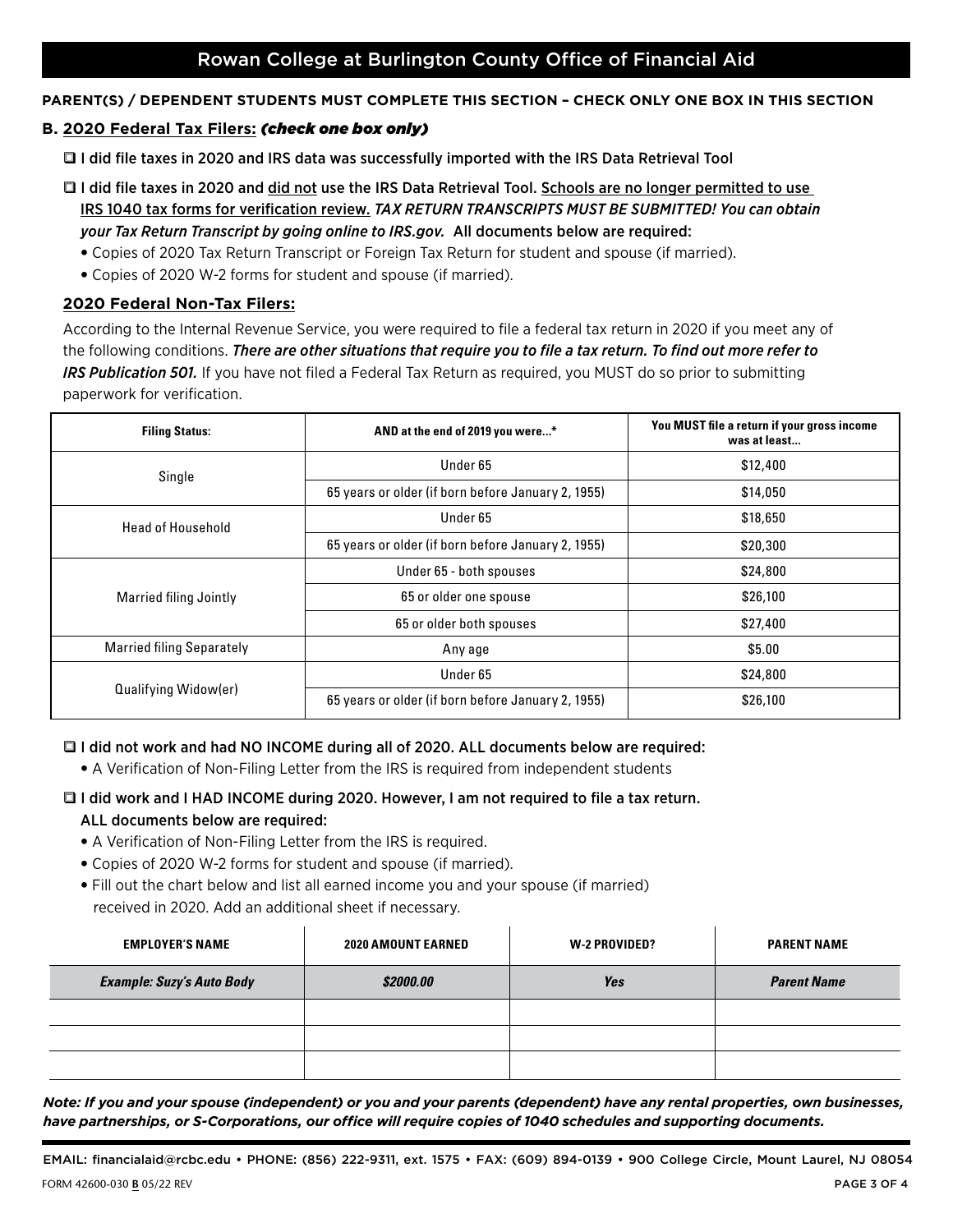# Rowan College at Burlington County Office of Financial Aid

**PARENT(S) / DEPENDENT STUDENTS MUST COMPLETE THIS SECTION – CHECK ONLY ONE BOX IN THIS SECTION**

## B. 2020 Federal Tax Filers: *(check one box only)*

❑ I did file taxes in 2020 and IRS data was successfully imported with the IRS Data Retrieval Tool

❑ I did file taxes in 2020 and did not use the IRS Data Retrieval Tool. Schools are no longer permitted to use IRS 1040 tax forms for verification review. ***TAX RETURN TRANSCRIPTS MUST BE SUBMITTED! You can obtain your Tax Return Transcript by going online to IRS.gov.*** All documents below are required:

- Copies of 2020 Tax Return Transcript or Foreign Tax Return for student and spouse (if married).
- Copies of 2020 W-2 forms for student and spouse (if married).

### 2020 Federal Non-Tax Filers:

According to the Internal Revenue Service, you were required to file a federal tax return in 2020 if you meet any of the following conditions. ***There are other situations that require you to file a tax return. To find out more refer to IRS Publication 501.*** If you have not filed a Federal Tax Return as required, you MUST do so prior to submitting paperwork for verification.

| Filing Status: | AND at the end of 2019 you were...* | You MUST file a return if your gross income was at least... |
|---|---|---|
| Single | Under 65 | $12,400 |
| | 65 years or older (if born before January 2, 1955) | $14,050 |
| Head of Household | Under 65 | $18,650 |
| | 65 years or older (if born before January 2, 1955) | $20,300 |
| Married filing Jointly | Under 65 - both spouses | $24,800 |
| | 65 or older one spouse | $26,100 |
| | 65 or older both spouses | $27,400 |
| Married filing Separately | Any age | $5.00 |
| Qualifying Widow(er) | Under 65 | $24,800 |
| | 65 years or older (if born before January 2, 1955) | $26,100 |

❑ I did not work and had NO INCOME during all of 2020. ALL documents below are required:

- A Verification of Non-Filing Letter from the IRS is required from independent students

❑ I did work and I HAD INCOME during 2020. However, I am not required to file a tax return. ALL documents below are required:

- A Verification of Non-Filing Letter from the IRS is required.
- Copies of 2020 W-2 forms for student and spouse (if married).
- Fill out the chart below and list all earned income you and your spouse (if married) received in 2020. Add an additional sheet if necessary.

| EMPLOYER'S NAME | 2020 AMOUNT EARNED | W-2 PROVIDED? | PARENT NAME |
|---|---|---|---|
| *Example: Suzy's Auto Body* | *$2000.00* | *Yes* | *Parent Name* |
| | | | |
| | | | |
| | | | |

***Note: If you and your spouse (independent) or you and your parents (dependent) have any rental properties, own businesses, have partnerships, or S-Corporations, our office will require copies of 1040 schedules and supporting documents.***

EMAIL: financialaid@rcbc.edu • PHONE: (856) 222-9311, ext. 1575 • FAX: (609) 894-0139 • 900 College Circle, Mount Laurel, NJ 08054

FORM 42600-030 B 05/22 REV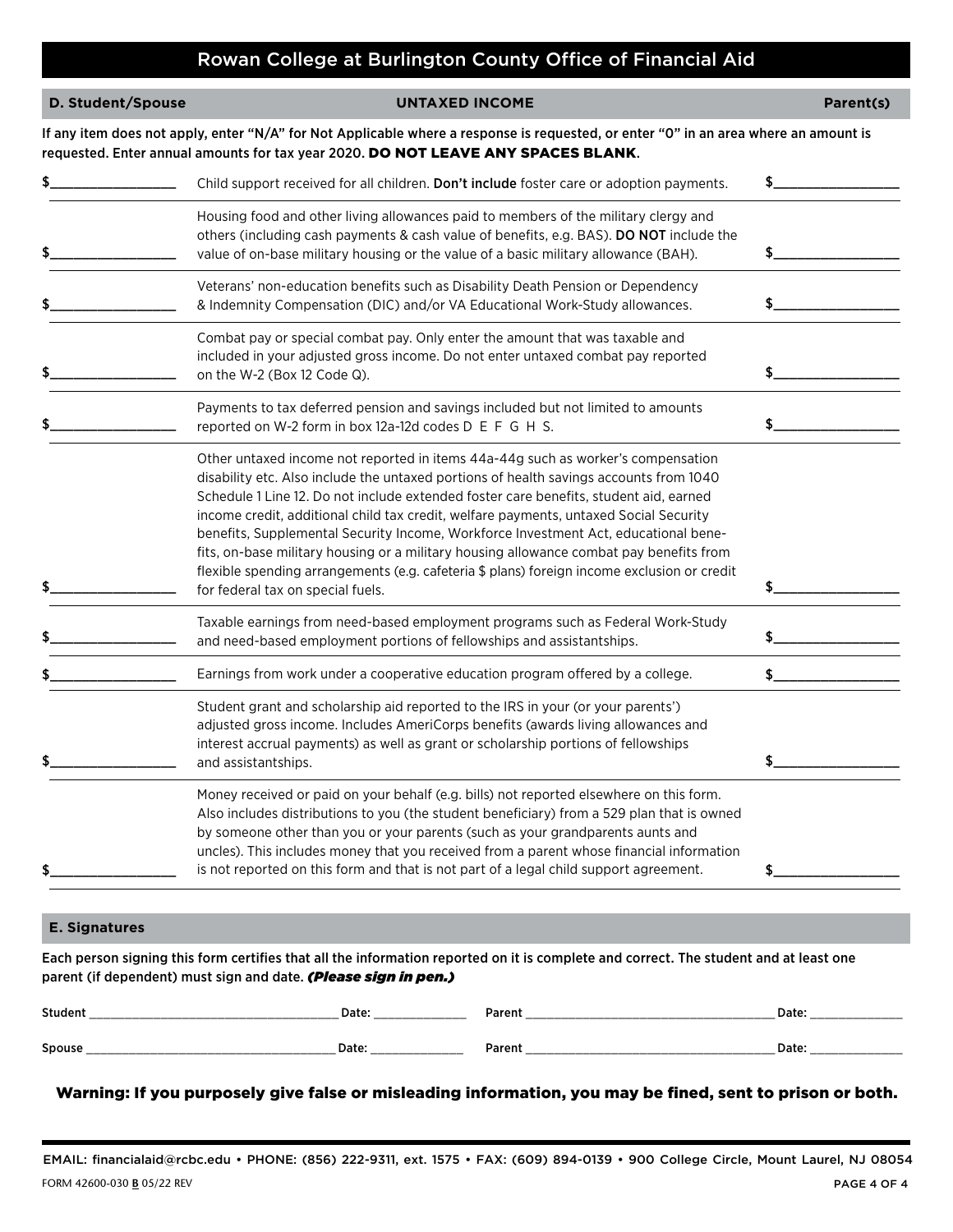## Rowan College at Burlington County Office of Financial Aid

| D. Student/Spouse | UNTAXED INCOME | Parent(s) |
|---|---|---|

**If any item does not apply, enter "N/A" for Not Applicable where a response is requested, or enter "0" in an area where an amount is requested. Enter annual amounts for tax year 2020. DO NOT LEAVE ANY SPACES BLANK.**

| Student/Spouse | Item | Parent(s) |
|---|---|---|
| $________ | Child support received for all children. **Don't include** foster care or adoption payments. | $________ |
| $________ | Housing food and other living allowances paid to members of the military clergy and others (including cash payments & cash value of benefits, e.g. BAS). **DO NOT** include the value of on-base military housing or the value of a basic military allowance (BAH). | $________ |
| $________ | Veterans' non-education benefits such as Disability Death Pension or Dependency & Indemnity Compensation (DIC) and/or VA Educational Work-Study allowances. | $________ |
| $________ | Combat pay or special combat pay. Only enter the amount that was taxable and included in your adjusted gross income. Do not enter untaxed combat pay reported on the W-2 (Box 12 Code Q). | $________ |
| $________ | Payments to tax deferred pension and savings included but not limited to amounts reported on W-2 form in box 12a-12d codes D E F G H S. | $________ |
| $________ | Other untaxed income not reported in items 44a-44g such as worker's compensation disability etc. Also include the untaxed portions of health savings accounts from 1040 Schedule 1 Line 12. Do not include extended foster care benefits, student aid, earned income credit, additional child tax credit, welfare payments, untaxed Social Security benefits, Supplemental Security Income, Workforce Investment Act, educational benefits, on-base military housing or a military housing allowance combat pay benefits from flexible spending arrangements (e.g. cafeteria $ plans) foreign income exclusion or credit for federal tax on special fuels. | $________ |
| $________ | Taxable earnings from need-based employment programs such as Federal Work-Study and need-based employment portions of fellowships and assistantships. | $________ |
| $________ | Earnings from work under a cooperative education program offered by a college. | $________ |
| $________ | Student grant and scholarship aid reported to the IRS in your (or your parents') adjusted gross income. Includes AmeriCorps benefits (awards living allowances and interest accrual payments) as well as grant or scholarship portions of fellowships and assistantships. | $________ |
| $________ | Money received or paid on your behalf (e.g. bills) not reported elsewhere on this form. Also includes distributions to you (the student beneficiary) from a 529 plan that is owned by someone other than you or your parents (such as your grandparents aunts and uncles). This includes money that you received from a parent whose financial information is not reported on this form and that is not part of a legal child support agreement. | $________ |

### E. Signatures

**Each person signing this form certifies that all the information reported on it is complete and correct. The student and at least one parent (if dependent) must sign and date. *(Please sign in pen.)***

Student ______________________ Date: __________ Parent ______________________ Date: __________

Spouse ______________________ Date: __________ Parent ______________________ Date: __________

**Warning: If you purposely give false or misleading information, you may be fined, sent to prison or both.**

EMAIL: financialaid@rcbc.edu • PHONE: (856) 222-9311, ext. 1575 • FAX: (609) 894-0139 • 900 College Circle, Mount Laurel, NJ 08054

FORM 42600-030 B 05/22 REV